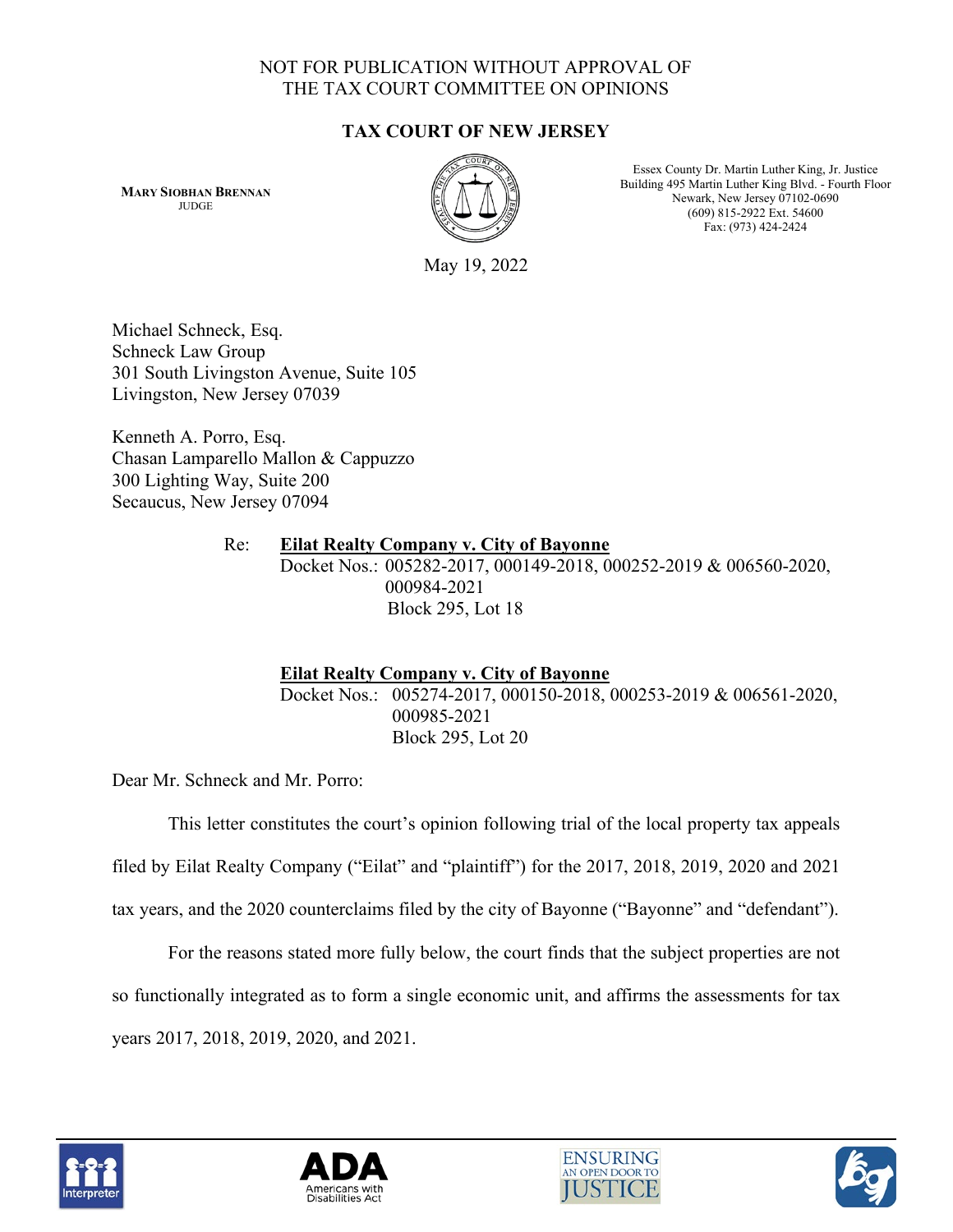NOT FOR PUBLICATION WITHOUT APPROVAL OF
THE TAX COURT COMMITTEE ON OPINIONS

**TAX COURT OF NEW JERSEY**

**MARY SIOBHAN BRENNAN**
JUDGE

Essex County Dr. Martin Luther King, Jr. Justice
Building 495 Martin Luther King Blvd. - Fourth Floor
Newark, New Jersey 07102-0690
(609) 815-2922 Ext. 54600
Fax: (973) 424-2424

May 19, 2022

Michael Schneck, Esq.
Schneck Law Group
301 South Livingston Avenue, Suite 105
Livingston, New Jersey 07039

Kenneth A. Porro, Esq.
Chasan Lamparello Mallon & Cappuzzo
300 Lighting Way, Suite 200
Secaucus, New Jersey 07094

Re: **Eilat Realty Company v. City of Bayonne**
Docket Nos.: 005282-2017, 000149-2018, 000252-2019 & 006560-2020, 000984-2021
Block 295, Lot 18

**Eilat Realty Company v. City of Bayonne**
Docket Nos.: 005274-2017, 000150-2018, 000253-2019 & 006561-2020, 000985-2021
Block 295, Lot 20

Dear Mr. Schneck and Mr. Porro:

This letter constitutes the court's opinion following trial of the local property tax appeals filed by Eilat Realty Company ("Eilat" and "plaintiff") for the 2017, 2018, 2019, 2020 and 2021 tax years, and the 2020 counterclaims filed by the city of Bayonne ("Bayonne" and "defendant").

For the reasons stated more fully below, the court finds that the subject properties are not so functionally integrated as to form a single economic unit, and affirms the assessments for tax years 2017, 2018, 2019, 2020, and 2021.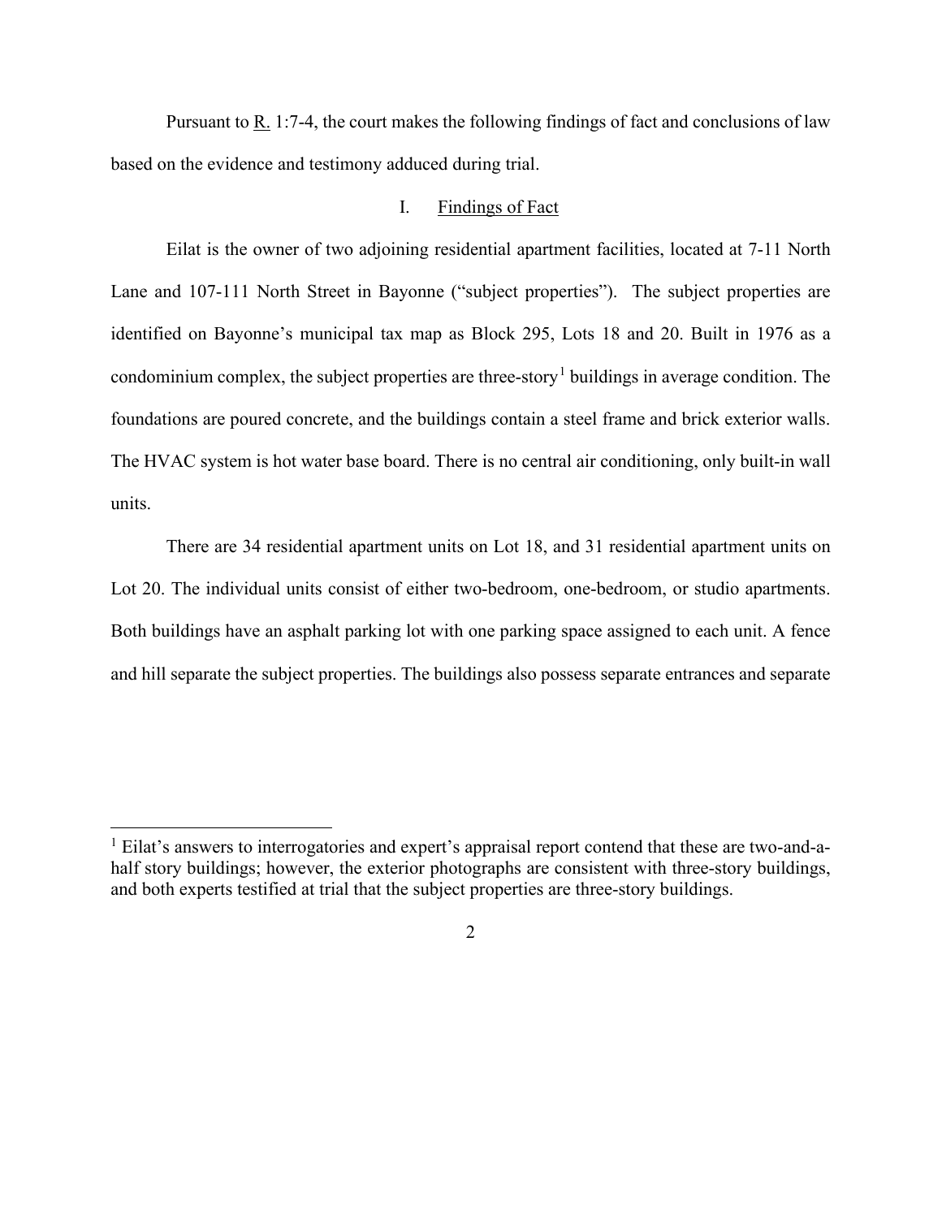Pursuant to R. 1:7-4, the court makes the following findings of fact and conclusions of law based on the evidence and testimony adduced during trial.

## I. Findings of Fact

Eilat is the owner of two adjoining residential apartment facilities, located at 7-11 North Lane and 107-111 North Street in Bayonne ("subject properties"). The subject properties are identified on Bayonne's municipal tax map as Block 295, Lots 18 and 20. Built in 1976 as a condominium complex, the subject properties are three-story[1] buildings in average condition. The foundations are poured concrete, and the buildings contain a steel frame and brick exterior walls. The HVAC system is hot water base board. There is no central air conditioning, only built-in wall units.

There are 34 residential apartment units on Lot 18, and 31 residential apartment units on Lot 20. The individual units consist of either two-bedroom, one-bedroom, or studio apartments. Both buildings have an asphalt parking lot with one parking space assigned to each unit. A fence and hill separate the subject properties. The buildings also possess separate entrances and separate

[1] Eilat's answers to interrogatories and expert's appraisal report contend that these are two-and-a-half story buildings; however, the exterior photographs are consistent with three-story buildings, and both experts testified at trial that the subject properties are three-story buildings.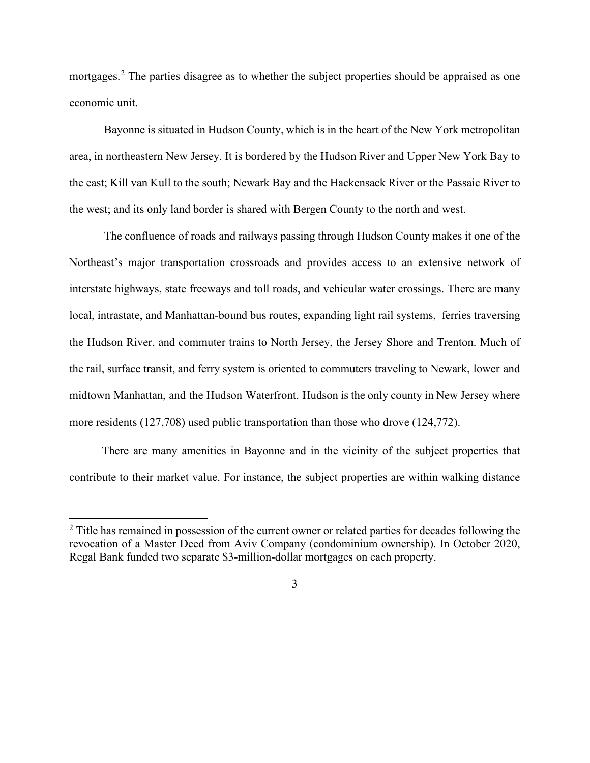mortgages.[2] The parties disagree as to whether the subject properties should be appraised as one economic unit.

Bayonne is situated in Hudson County, which is in the heart of the New York metropolitan area, in northeastern New Jersey. It is bordered by the Hudson River and Upper New York Bay to the east; Kill van Kull to the south; Newark Bay and the Hackensack River or the Passaic River to the west; and its only land border is shared with Bergen County to the north and west.

The confluence of roads and railways passing through Hudson County makes it one of the Northeast's major transportation crossroads and provides access to an extensive network of interstate highways, state freeways and toll roads, and vehicular water crossings. There are many local, intrastate, and Manhattan-bound bus routes, expanding light rail systems, ferries traversing the Hudson River, and commuter trains to North Jersey, the Jersey Shore and Trenton. Much of the rail, surface transit, and ferry system is oriented to commuters traveling to Newark, lower and midtown Manhattan, and the Hudson Waterfront. Hudson is the only county in New Jersey where more residents (127,708) used public transportation than those who drove (124,772).

There are many amenities in Bayonne and in the vicinity of the subject properties that contribute to their market value. For instance, the subject properties are within walking distance

[2] Title has remained in possession of the current owner or related parties for decades following the revocation of a Master Deed from Aviv Company (condominium ownership). In October 2020, Regal Bank funded two separate $3-million-dollar mortgages on each property.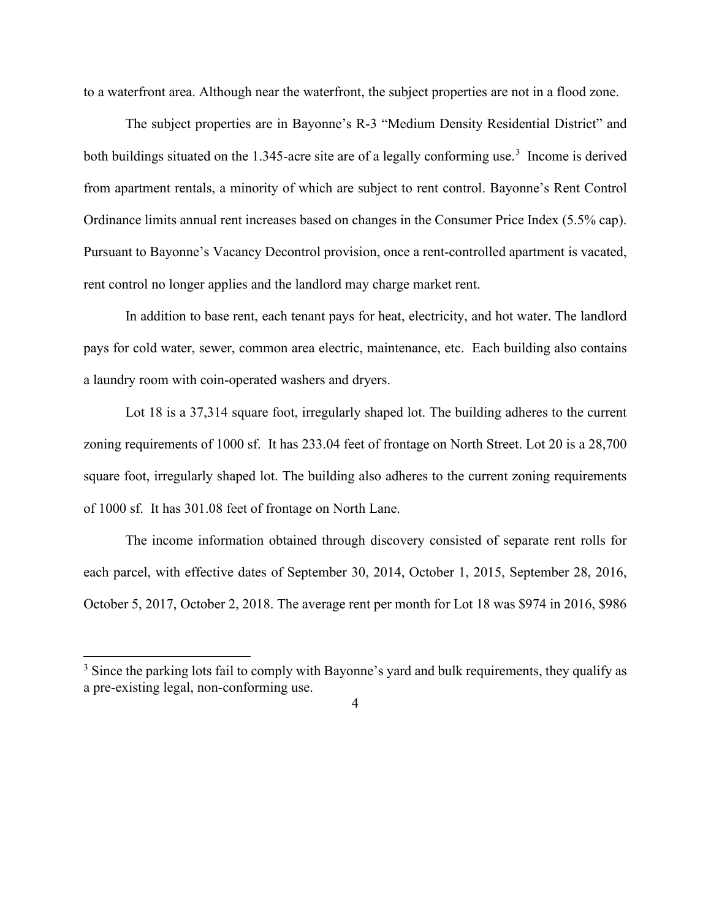to a waterfront area. Although near the waterfront, the subject properties are not in a flood zone.

The subject properties are in Bayonne's R-3 "Medium Density Residential District" and both buildings situated on the 1.345-acre site are of a legally conforming use.[3] Income is derived from apartment rentals, a minority of which are subject to rent control. Bayonne's Rent Control Ordinance limits annual rent increases based on changes in the Consumer Price Index (5.5% cap). Pursuant to Bayonne's Vacancy Decontrol provision, once a rent-controlled apartment is vacated, rent control no longer applies and the landlord may charge market rent.

In addition to base rent, each tenant pays for heat, electricity, and hot water. The landlord pays for cold water, sewer, common area electric, maintenance, etc. Each building also contains a laundry room with coin-operated washers and dryers.

Lot 18 is a 37,314 square foot, irregularly shaped lot. The building adheres to the current zoning requirements of 1000 sf. It has 233.04 feet of frontage on North Street. Lot 20 is a 28,700 square foot, irregularly shaped lot. The building also adheres to the current zoning requirements of 1000 sf. It has 301.08 feet of frontage on North Lane.

The income information obtained through discovery consisted of separate rent rolls for each parcel, with effective dates of September 30, 2014, October 1, 2015, September 28, 2016, October 5, 2017, October 2, 2018. The average rent per month for Lot 18 was $974 in 2016, $986

[3] Since the parking lots fail to comply with Bayonne's yard and bulk requirements, they qualify as a pre-existing legal, non-conforming use.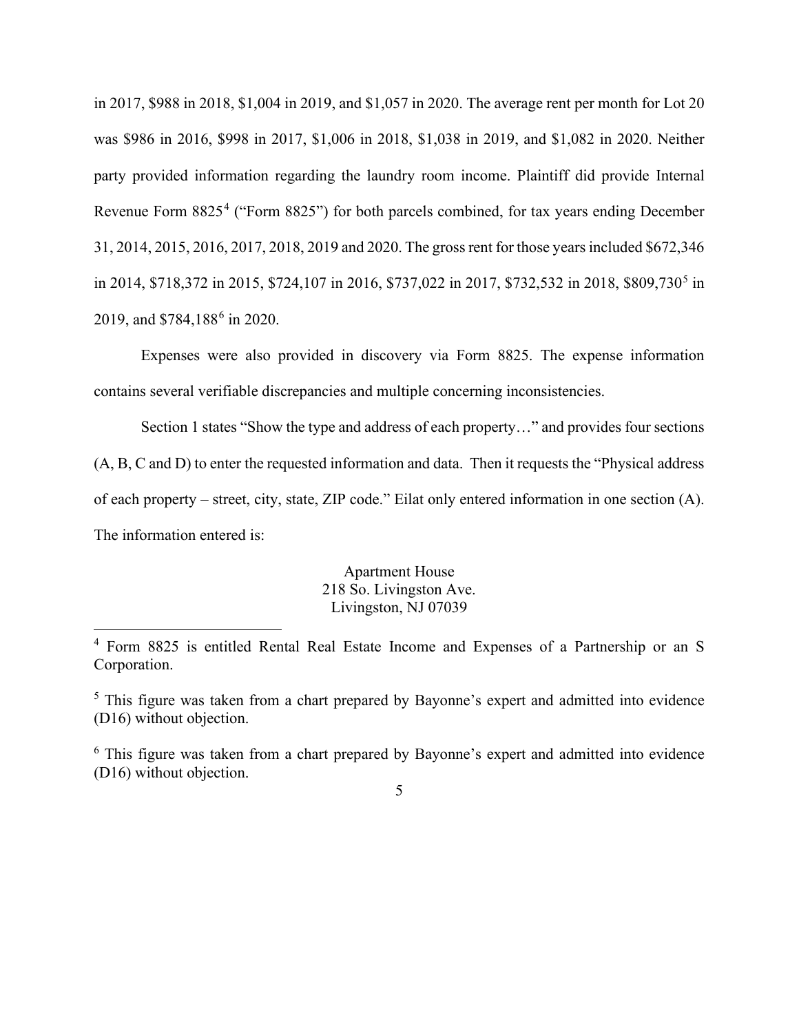in 2017, $988 in 2018, $1,004 in 2019, and $1,057 in 2020. The average rent per month for Lot 20 was $986 in 2016, $998 in 2017, $1,006 in 2018, $1,038 in 2019, and $1,082 in 2020. Neither party provided information regarding the laundry room income. Plaintiff did provide Internal Revenue Form 8825[4] ("Form 8825") for both parcels combined, for tax years ending December 31, 2014, 2015, 2016, 2017, 2018, 2019 and 2020. The gross rent for those years included $672,346 in 2014, $718,372 in 2015, $724,107 in 2016, $737,022 in 2017, $732,532 in 2018, $809,730[5] in 2019, and $784,188[6] in 2020.

Expenses were also provided in discovery via Form 8825. The expense information contains several verifiable discrepancies and multiple concerning inconsistencies.

Section 1 states "Show the type and address of each property…" and provides four sections (A, B, C and D) to enter the requested information and data. Then it requests the "Physical address of each property – street, city, state, ZIP code." Eilat only entered information in one section (A). The information entered is:

Apartment House
218 So. Livingston Ave.
Livingston, NJ 07039

---

[4] Form 8825 is entitled Rental Real Estate Income and Expenses of a Partnership or an S Corporation.

[5] This figure was taken from a chart prepared by Bayonne's expert and admitted into evidence (D16) without objection.

[6] This figure was taken from a chart prepared by Bayonne's expert and admitted into evidence (D16) without objection.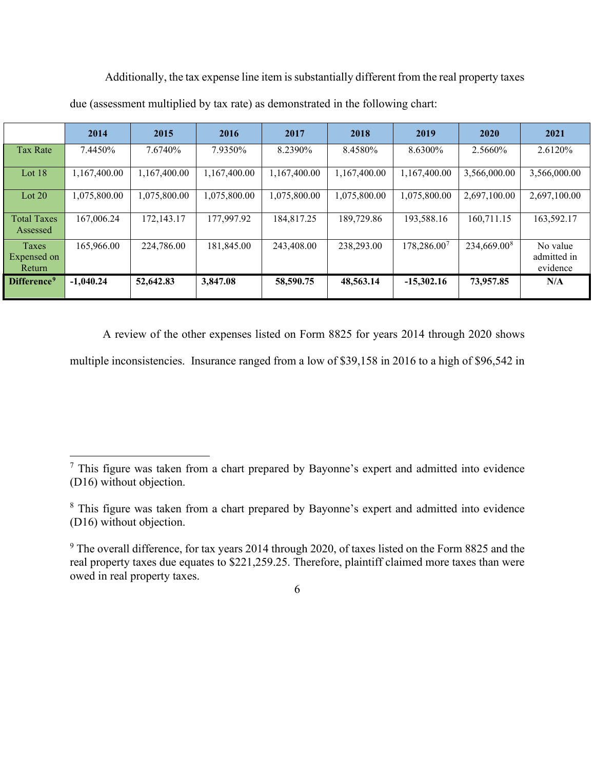Additionally, the tax expense line item is substantially different from the real property taxes due (assessment multiplied by tax rate) as demonstrated in the following chart:

| | 2014 | 2015 | 2016 | 2017 | 2018 | 2019 | 2020 | 2021 |
|---|---|---|---|---|---|---|---|---|
| Tax Rate | 7.4450% | 7.6740% | 7.9350% | 8.2390% | 8.4580% | 8.6300% | 2.5660% | 2.6120% |
| Lot 18 | 1,167,400.00 | 1,167,400.00 | 1,167,400.00 | 1,167,400.00 | 1,167,400.00 | 1,167,400.00 | 3,566,000.00 | 3,566,000.00 |
| Lot 20 | 1,075,800.00 | 1,075,800.00 | 1,075,800.00 | 1,075,800.00 | 1,075,800.00 | 1,075,800.00 | 2,697,100.00 | 2,697,100.00 |
| Total Taxes Assessed | 167,006.24 | 172,143.17 | 177,997.92 | 184,817.25 | 189,729.86 | 193,588.16 | 160,711.15 | 163,592.17 |
| Taxes Expensed on Return | 165,966.00 | 224,786.00 | 181,845.00 | 243,408.00 | 238,293.00 | 178,286.00[7] | 234,669.00[8] | No value admitted in evidence |
| **Difference[9]** | **-1,040.24** | **52,642.83** | **3,847.08** | **58,590.75** | **48,563.14** | **-15,302.16** | **73,957.85** | **N/A** |

A review of the other expenses listed on Form 8825 for years 2014 through 2020 shows multiple inconsistencies. Insurance ranged from a low of $39,158 in 2016 to a high of $96,542 in

---

[7] This figure was taken from a chart prepared by Bayonne's expert and admitted into evidence (D16) without objection.

[8] This figure was taken from a chart prepared by Bayonne's expert and admitted into evidence (D16) without objection.

[9] The overall difference, for tax years 2014 through 2020, of taxes listed on the Form 8825 and the real property taxes due equates to $221,259.25. Therefore, plaintiff claimed more taxes than were owed in real property taxes.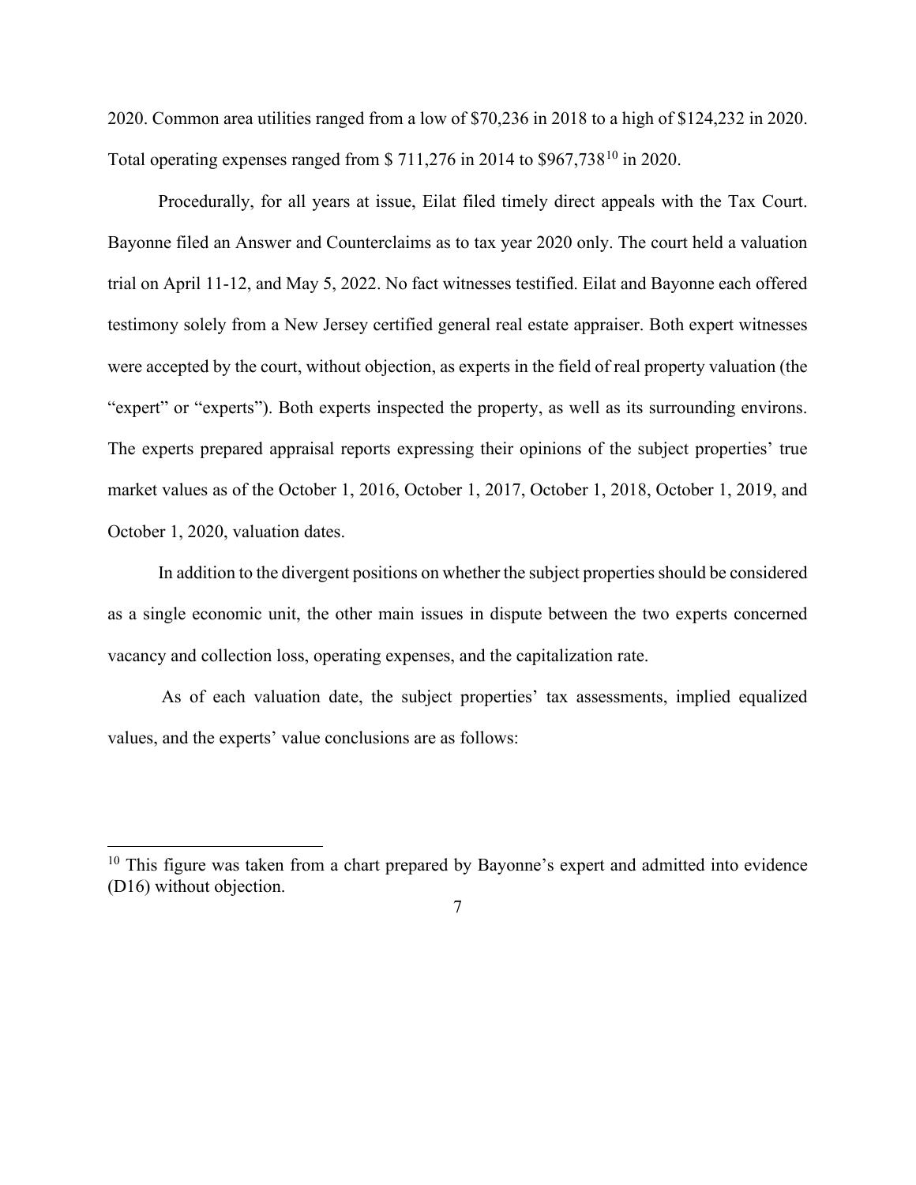2020. Common area utilities ranged from a low of $70,236 in 2018 to a high of $124,232 in 2020. Total operating expenses ranged from $ 711,276 in 2014 to $967,738[10] in 2020.

Procedurally, for all years at issue, Eilat filed timely direct appeals with the Tax Court. Bayonne filed an Answer and Counterclaims as to tax year 2020 only. The court held a valuation trial on April 11-12, and May 5, 2022. No fact witnesses testified. Eilat and Bayonne each offered testimony solely from a New Jersey certified general real estate appraiser. Both expert witnesses were accepted by the court, without objection, as experts in the field of real property valuation (the "expert" or "experts"). Both experts inspected the property, as well as its surrounding environs. The experts prepared appraisal reports expressing their opinions of the subject properties' true market values as of the October 1, 2016, October 1, 2017, October 1, 2018, October 1, 2019, and October 1, 2020, valuation dates.

In addition to the divergent positions on whether the subject properties should be considered as a single economic unit, the other main issues in dispute between the two experts concerned vacancy and collection loss, operating expenses, and the capitalization rate.

As of each valuation date, the subject properties' tax assessments, implied equalized values, and the experts' value conclusions are as follows:

[10] This figure was taken from a chart prepared by Bayonne's expert and admitted into evidence (D16) without objection.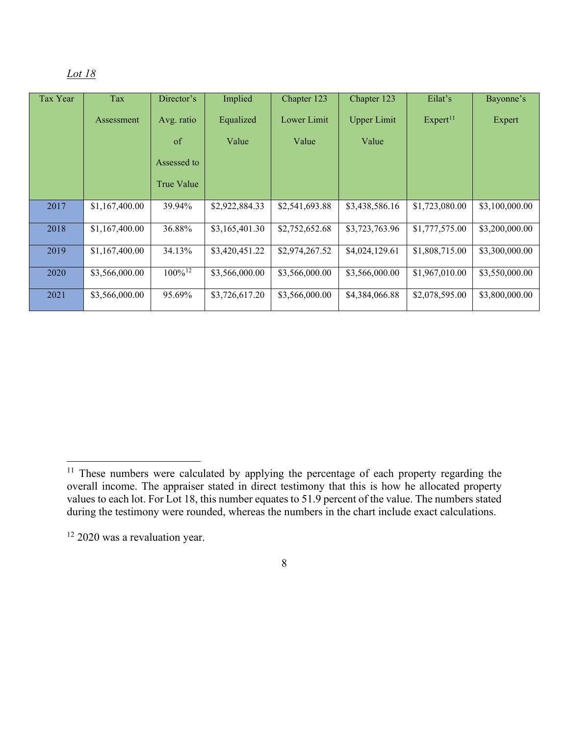*Lot 18*

| Tax Year | Tax Assessment | Director's Avg. ratio of Assessed to True Value | Implied Equalized Value | Chapter 123 Lower Limit Value | Chapter 123 Upper Limit Value | Eilat's Expert[11] | Bayonne's Expert |
|---|---|---|---|---|---|---|---|
| 2017 | $1,167,400.00 | 39.94% | $2,922,884.33 | $2,541,693.88 | $3,438,586.16 | $1,723,080.00 | $3,100,000.00 |
| 2018 | $1,167,400.00 | 36.88% | $3,165,401.30 | $2,752,652.68 | $3,723,763.96 | $1,777,575.00 | $3,200,000.00 |
| 2019 | $1,167,400.00 | 34.13% | $3,420,451.22 | $2,974,267.52 | $4,024,129.61 | $1,808,715.00 | $3,300,000.00 |
| 2020 | $3,566,000.00 | 100%[12] | $3,566,000.00 | $3,566,000.00 | $3,566,000.00 | $1,967,010.00 | $3,550,000.00 |
| 2021 | $3,566,000.00 | 95.69% | $3,726,617.20 | $3,566,000.00 | $4,384,066.88 | $2,078,595.00 | $3,800,000.00 |

---

[11] These numbers were calculated by applying the percentage of each property regarding the overall income. The appraiser stated in direct testimony that this is how he allocated property values to each lot. For Lot 18, this number equates to 51.9 percent of the value. The numbers stated during the testimony were rounded, whereas the numbers in the chart include exact calculations.

[12] 2020 was a revaluation year.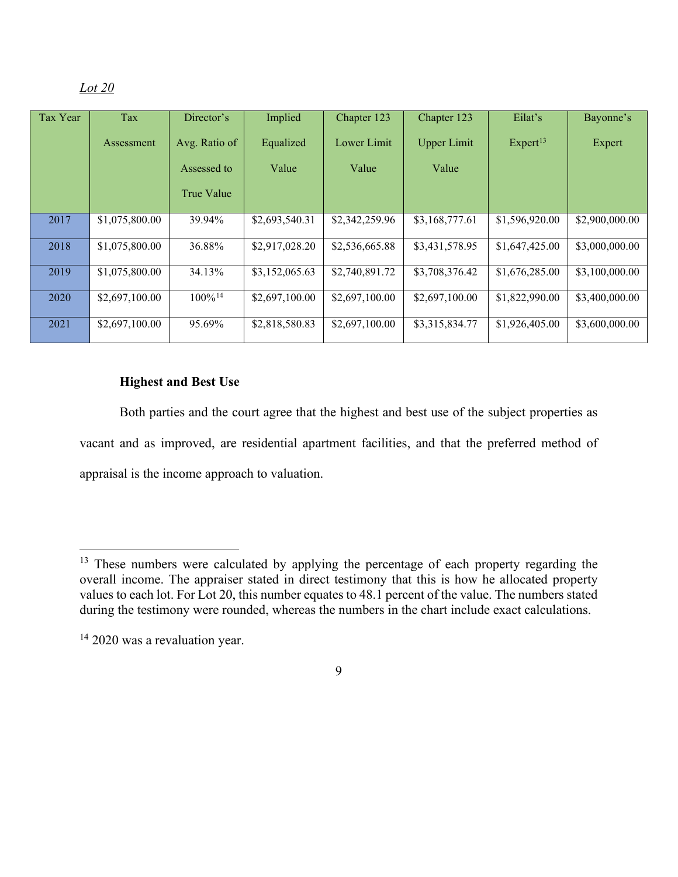*Lot 20*

| Tax Year | Tax Assessment | Director's Avg. Ratio of Assessed to True Value | Implied Equalized Value | Chapter 123 Lower Limit Value | Chapter 123 Upper Limit Value | Eilat's Expert[13] | Bayonne's Expert |
|---|---|---|---|---|---|---|---|
| 2017 | $1,075,800.00 | 39.94% | $2,693,540.31 | $2,342,259.96 | $3,168,777.61 | $1,596,920.00 | $2,900,000.00 |
| 2018 | $1,075,800.00 | 36.88% | $2,917,028.20 | $2,536,665.88 | $3,431,578.95 | $1,647,425.00 | $3,000,000.00 |
| 2019 | $1,075,800.00 | 34.13% | $3,152,065.63 | $2,740,891.72 | $3,708,376.42 | $1,676,285.00 | $3,100,000.00 |
| 2020 | $2,697,100.00 | 100%[14] | $2,697,100.00 | $2,697,100.00 | $2,697,100.00 | $1,822,990.00 | $3,400,000.00 |
| 2021 | $2,697,100.00 | 95.69% | $2,818,580.83 | $2,697,100.00 | $3,315,834.77 | $1,926,405.00 | $3,600,000.00 |

**Highest and Best Use**

Both parties and the court agree that the highest and best use of the subject properties as vacant and as improved, are residential apartment facilities, and that the preferred method of appraisal is the income approach to valuation.

[13] These numbers were calculated by applying the percentage of each property regarding the overall income. The appraiser stated in direct testimony that this is how he allocated property values to each lot. For Lot 20, this number equates to 48.1 percent of the value. The numbers stated during the testimony were rounded, whereas the numbers in the chart include exact calculations.

[14] 2020 was a revaluation year.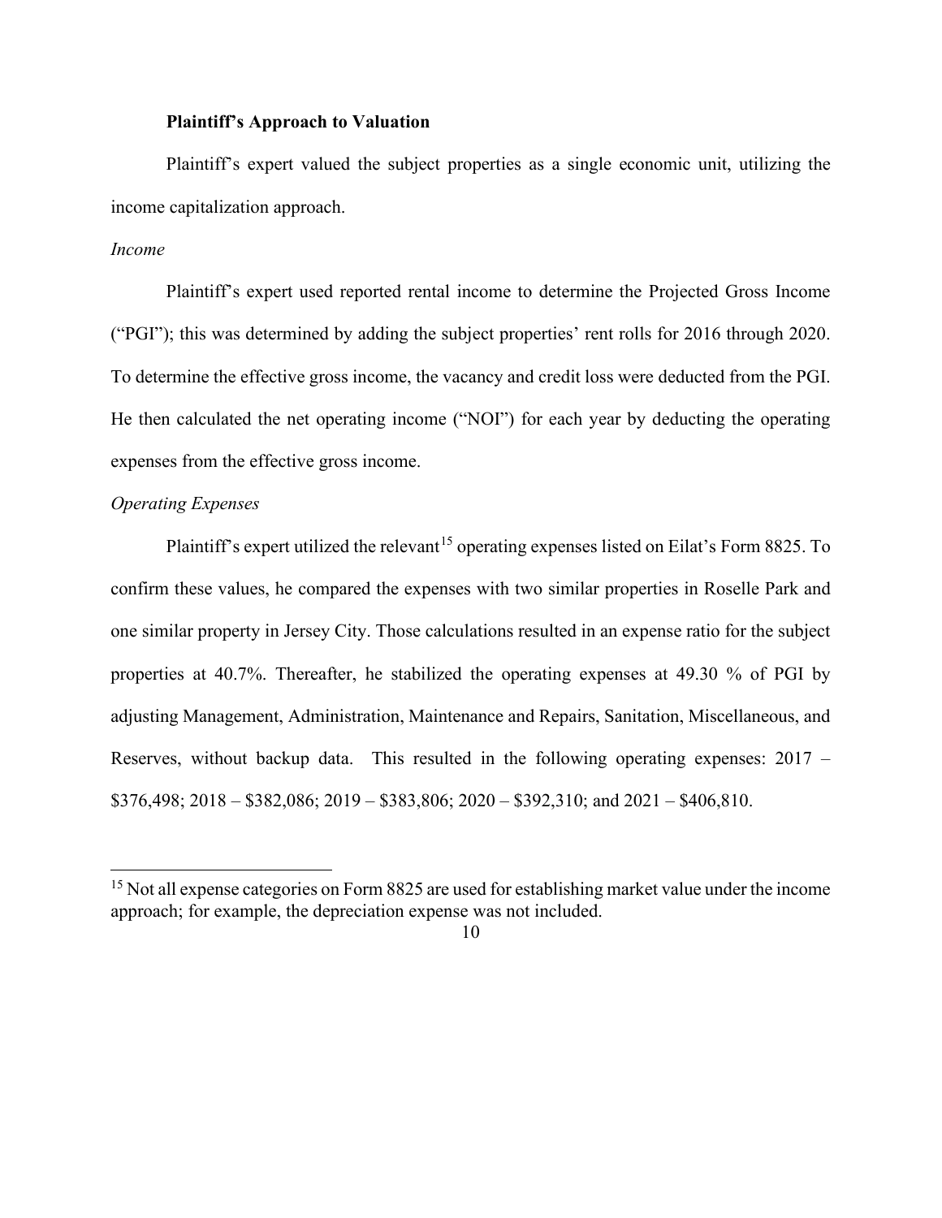**Plaintiff's Approach to Valuation**

Plaintiff's expert valued the subject properties as a single economic unit, utilizing the income capitalization approach.

*Income*

Plaintiff's expert used reported rental income to determine the Projected Gross Income ("PGI"); this was determined by adding the subject properties' rent rolls for 2016 through 2020. To determine the effective gross income, the vacancy and credit loss were deducted from the PGI. He then calculated the net operating income ("NOI") for each year by deducting the operating expenses from the effective gross income.

*Operating Expenses*

Plaintiff's expert utilized the relevant[15] operating expenses listed on Eilat's Form 8825. To confirm these values, he compared the expenses with two similar properties in Roselle Park and one similar property in Jersey City. Those calculations resulted in an expense ratio for the subject properties at 40.7%. Thereafter, he stabilized the operating expenses at 49.30 % of PGI by adjusting Management, Administration, Maintenance and Repairs, Sanitation, Miscellaneous, and Reserves, without backup data. This resulted in the following operating expenses: 2017 – $376,498; 2018 – $382,086; 2019 – $383,806; 2020 – $392,310; and 2021 – $406,810.

[15] Not all expense categories on Form 8825 are used for establishing market value under the income approach; for example, the depreciation expense was not included.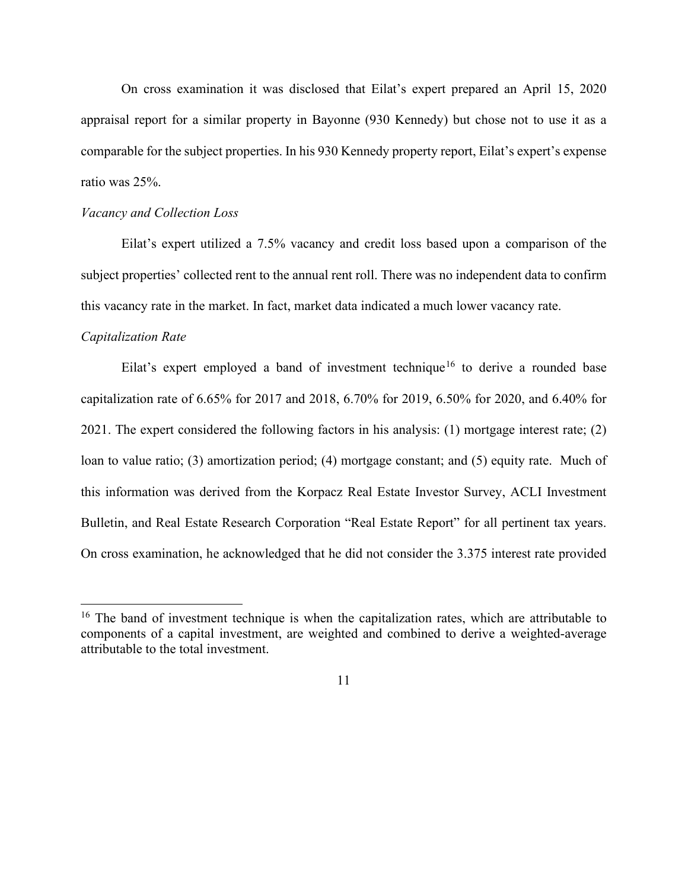On cross examination it was disclosed that Eilat's expert prepared an April 15, 2020 appraisal report for a similar property in Bayonne (930 Kennedy) but chose not to use it as a comparable for the subject properties. In his 930 Kennedy property report, Eilat's expert's expense ratio was 25%.

*Vacancy and Collection Loss*

Eilat's expert utilized a 7.5% vacancy and credit loss based upon a comparison of the subject properties' collected rent to the annual rent roll. There was no independent data to confirm this vacancy rate in the market. In fact, market data indicated a much lower vacancy rate.

*Capitalization Rate*

Eilat's expert employed a band of investment technique[16] to derive a rounded base capitalization rate of 6.65% for 2017 and 2018, 6.70% for 2019, 6.50% for 2020, and 6.40% for 2021. The expert considered the following factors in his analysis: (1) mortgage interest rate; (2) loan to value ratio; (3) amortization period; (4) mortgage constant; and (5) equity rate. Much of this information was derived from the Korpacz Real Estate Investor Survey, ACLI Investment Bulletin, and Real Estate Research Corporation "Real Estate Report" for all pertinent tax years. On cross examination, he acknowledged that he did not consider the 3.375 interest rate provided

---

[16] The band of investment technique is when the capitalization rates, which are attributable to components of a capital investment, are weighted and combined to derive a weighted-average attributable to the total investment.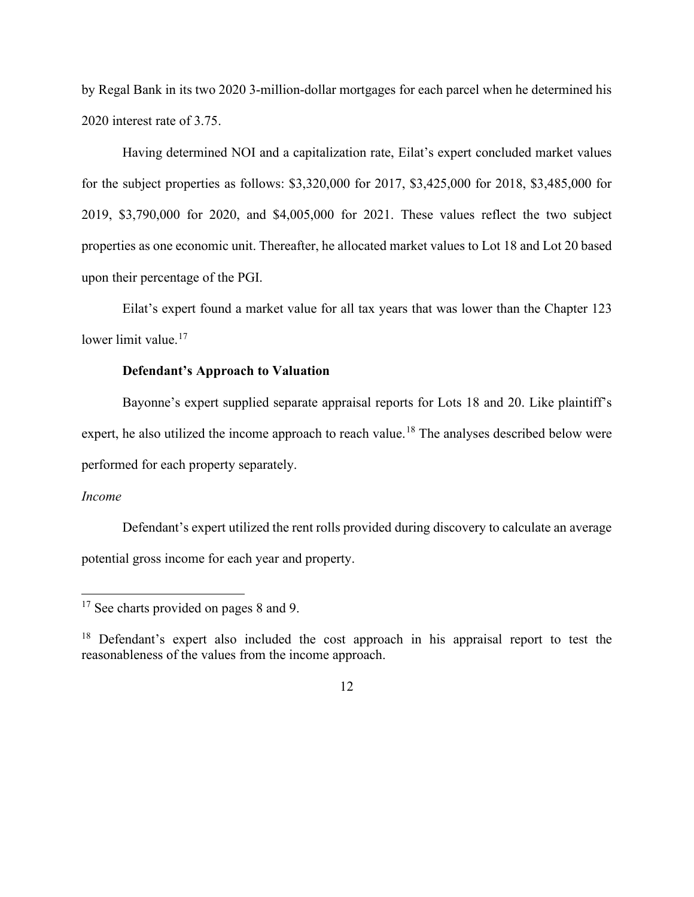by Regal Bank in its two 2020 3-million-dollar mortgages for each parcel when he determined his 2020 interest rate of 3.75.

Having determined NOI and a capitalization rate, Eilat's expert concluded market values for the subject properties as follows: $3,320,000 for 2017, $3,425,000 for 2018, $3,485,000 for 2019, $3,790,000 for 2020, and $4,005,000 for 2021. These values reflect the two subject properties as one economic unit. Thereafter, he allocated market values to Lot 18 and Lot 20 based upon their percentage of the PGI.

Eilat's expert found a market value for all tax years that was lower than the Chapter 123 lower limit value.[17]

**Defendant's Approach to Valuation**

Bayonne's expert supplied separate appraisal reports for Lots 18 and 20. Like plaintiff's expert, he also utilized the income approach to reach value.[18] The analyses described below were performed for each property separately.

*Income*

Defendant's expert utilized the rent rolls provided during discovery to calculate an average potential gross income for each year and property.

---

[17] See charts provided on pages 8 and 9.

[18] Defendant's expert also included the cost approach in his appraisal report to test the reasonableness of the values from the income approach.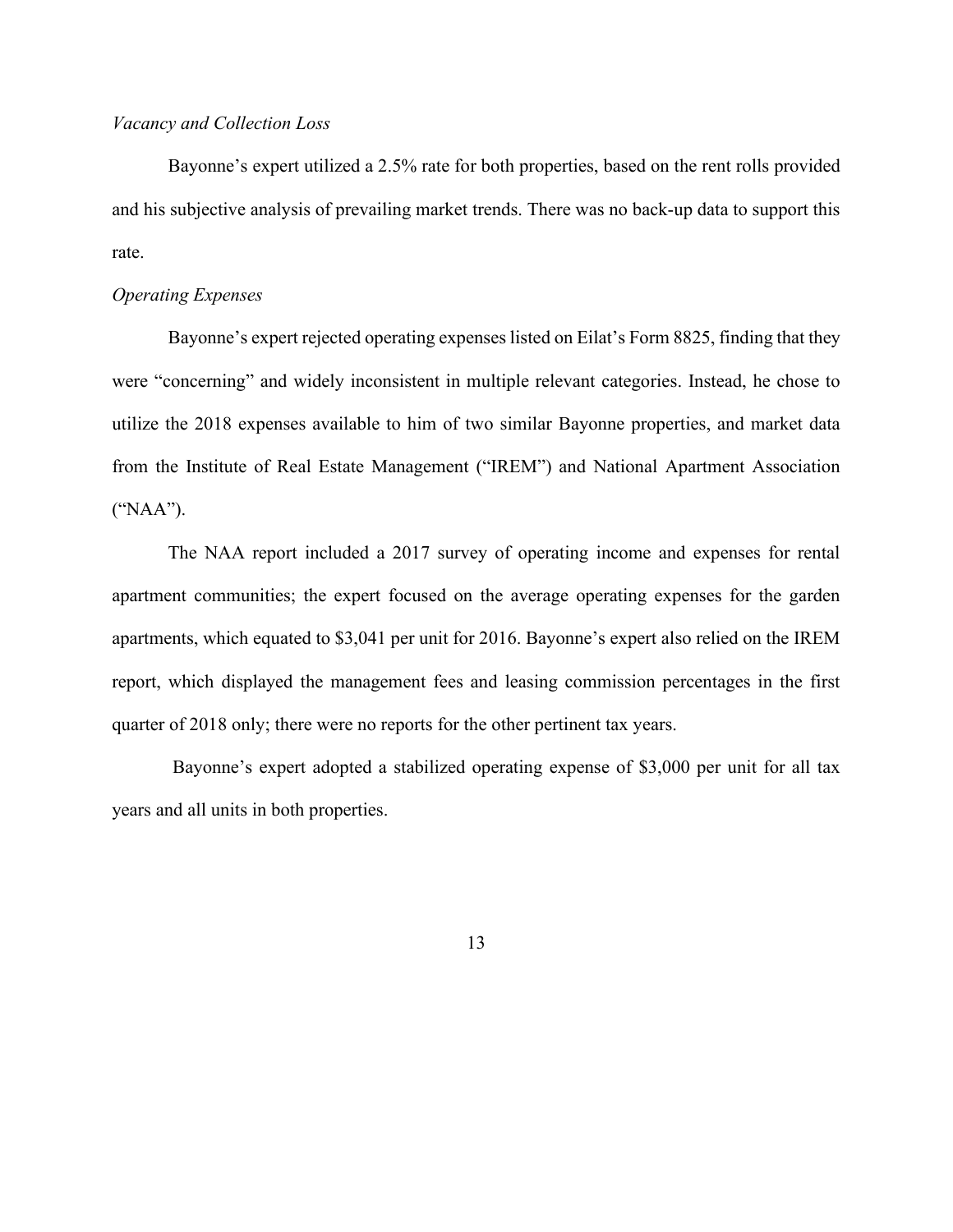*Vacancy and Collection Loss*

Bayonne's expert utilized a 2.5% rate for both properties, based on the rent rolls provided and his subjective analysis of prevailing market trends. There was no back-up data to support this rate.

*Operating Expenses*

Bayonne's expert rejected operating expenses listed on Eilat's Form 8825, finding that they were "concerning" and widely inconsistent in multiple relevant categories. Instead, he chose to utilize the 2018 expenses available to him of two similar Bayonne properties, and market data from the Institute of Real Estate Management ("IREM") and National Apartment Association ("NAA").

The NAA report included a 2017 survey of operating income and expenses for rental apartment communities; the expert focused on the average operating expenses for the garden apartments, which equated to $3,041 per unit for 2016. Bayonne's expert also relied on the IREM report, which displayed the management fees and leasing commission percentages in the first quarter of 2018 only; there were no reports for the other pertinent tax years.

Bayonne's expert adopted a stabilized operating expense of $3,000 per unit for all tax years and all units in both properties.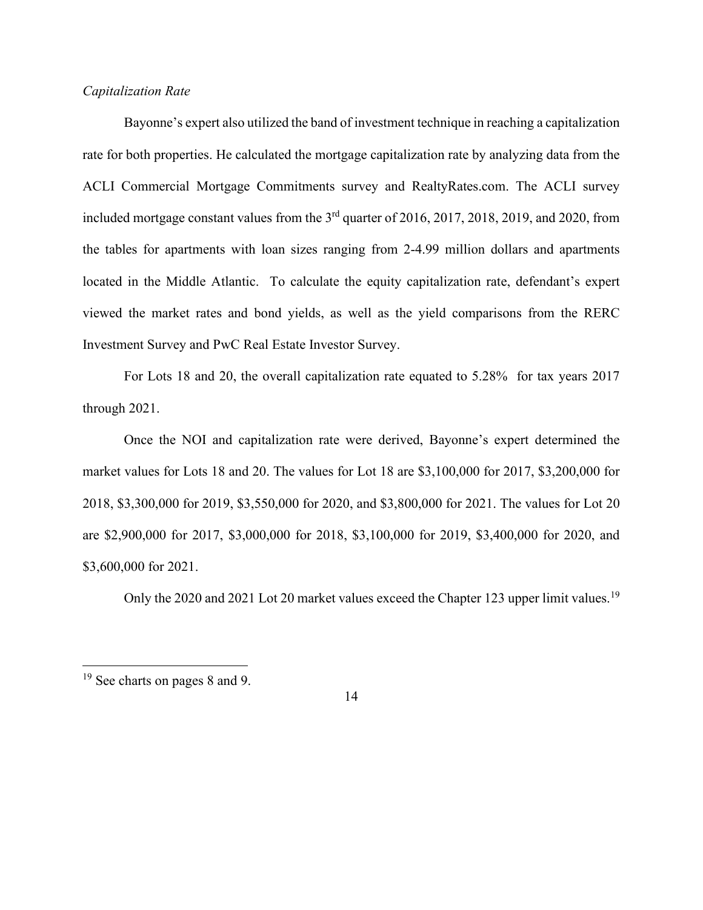*Capitalization Rate*

Bayonne's expert also utilized the band of investment technique in reaching a capitalization rate for both properties. He calculated the mortgage capitalization rate by analyzing data from the ACLI Commercial Mortgage Commitments survey and RealtyRates.com. The ACLI survey included mortgage constant values from the 3rd quarter of 2016, 2017, 2018, 2019, and 2020, from the tables for apartments with loan sizes ranging from 2-4.99 million dollars and apartments located in the Middle Atlantic. To calculate the equity capitalization rate, defendant's expert viewed the market rates and bond yields, as well as the yield comparisons from the RERC Investment Survey and PwC Real Estate Investor Survey.

For Lots 18 and 20, the overall capitalization rate equated to 5.28% for tax years 2017 through 2021.

Once the NOI and capitalization rate were derived, Bayonne's expert determined the market values for Lots 18 and 20. The values for Lot 18 are $3,100,000 for 2017, $3,200,000 for 2018, $3,300,000 for 2019, $3,550,000 for 2020, and $3,800,000 for 2021. The values for Lot 20 are $2,900,000 for 2017, $3,000,000 for 2018, $3,100,000 for 2019, $3,400,000 for 2020, and $3,600,000 for 2021.

Only the 2020 and 2021 Lot 20 market values exceed the Chapter 123 upper limit values.[19]

---

[19] See charts on pages 8 and 9.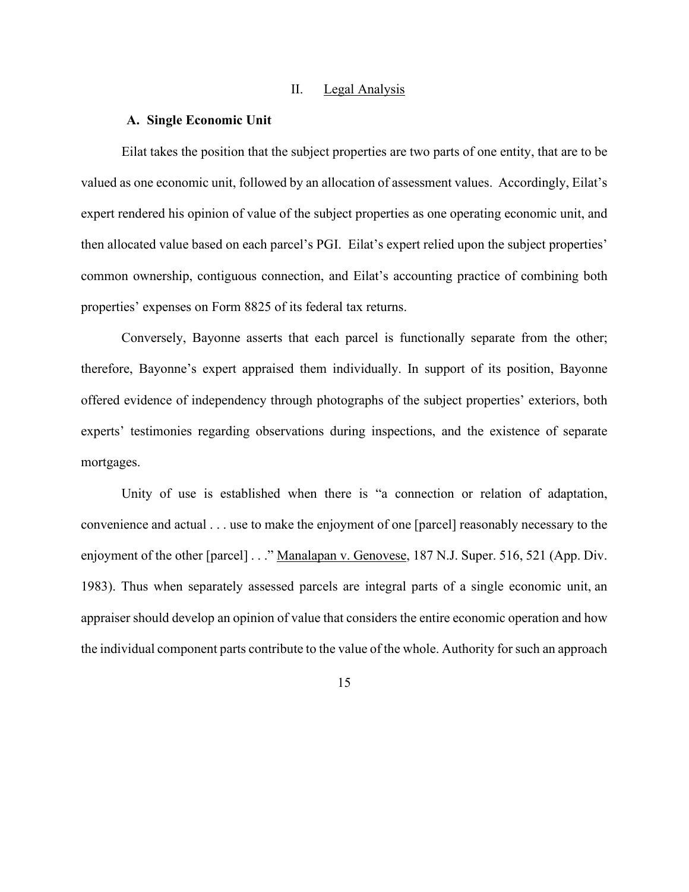## II. Legal Analysis

### A. Single Economic Unit

Eilat takes the position that the subject properties are two parts of one entity, that are to be valued as one economic unit, followed by an allocation of assessment values. Accordingly, Eilat's expert rendered his opinion of value of the subject properties as one operating economic unit, and then allocated value based on each parcel's PGI. Eilat's expert relied upon the subject properties' common ownership, contiguous connection, and Eilat's accounting practice of combining both properties' expenses on Form 8825 of its federal tax returns.

Conversely, Bayonne asserts that each parcel is functionally separate from the other; therefore, Bayonne's expert appraised them individually. In support of its position, Bayonne offered evidence of independency through photographs of the subject properties' exteriors, both experts' testimonies regarding observations during inspections, and the existence of separate mortgages.

Unity of use is established when there is "a connection or relation of adaptation, convenience and actual . . . use to make the enjoyment of one [parcel] reasonably necessary to the enjoyment of the other [parcel] . . ." Manalapan v. Genovese, 187 N.J. Super. 516, 521 (App. Div. 1983). Thus when separately assessed parcels are integral parts of a single economic unit, an appraiser should develop an opinion of value that considers the entire economic operation and how the individual component parts contribute to the value of the whole. Authority for such an approach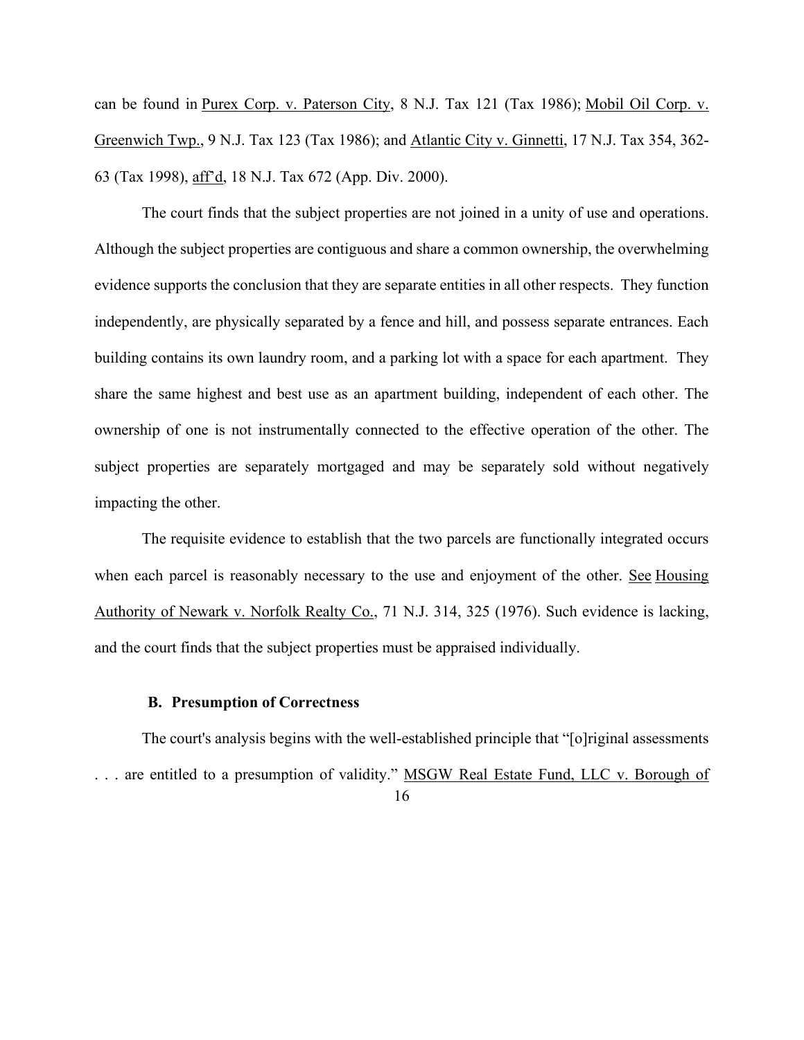can be found in Purex Corp. v. Paterson City, 8 N.J. Tax 121 (Tax 1986); Mobil Oil Corp. v. Greenwich Twp., 9 N.J. Tax 123 (Tax 1986); and Atlantic City v. Ginnetti, 17 N.J. Tax 354, 362-63 (Tax 1998), aff'd, 18 N.J. Tax 672 (App. Div. 2000).

The court finds that the subject properties are not joined in a unity of use and operations. Although the subject properties are contiguous and share a common ownership, the overwhelming evidence supports the conclusion that they are separate entities in all other respects. They function independently, are physically separated by a fence and hill, and possess separate entrances. Each building contains its own laundry room, and a parking lot with a space for each apartment. They share the same highest and best use as an apartment building, independent of each other. The ownership of one is not instrumentally connected to the effective operation of the other. The subject properties are separately mortgaged and may be separately sold without negatively impacting the other.

The requisite evidence to establish that the two parcels are functionally integrated occurs when each parcel is reasonably necessary to the use and enjoyment of the other. See Housing Authority of Newark v. Norfolk Realty Co., 71 N.J. 314, 325 (1976). Such evidence is lacking, and the court finds that the subject properties must be appraised individually.

### B. Presumption of Correctness

The court's analysis begins with the well-established principle that "[o]riginal assessments . . . are entitled to a presumption of validity." MSGW Real Estate Fund, LLC v. Borough of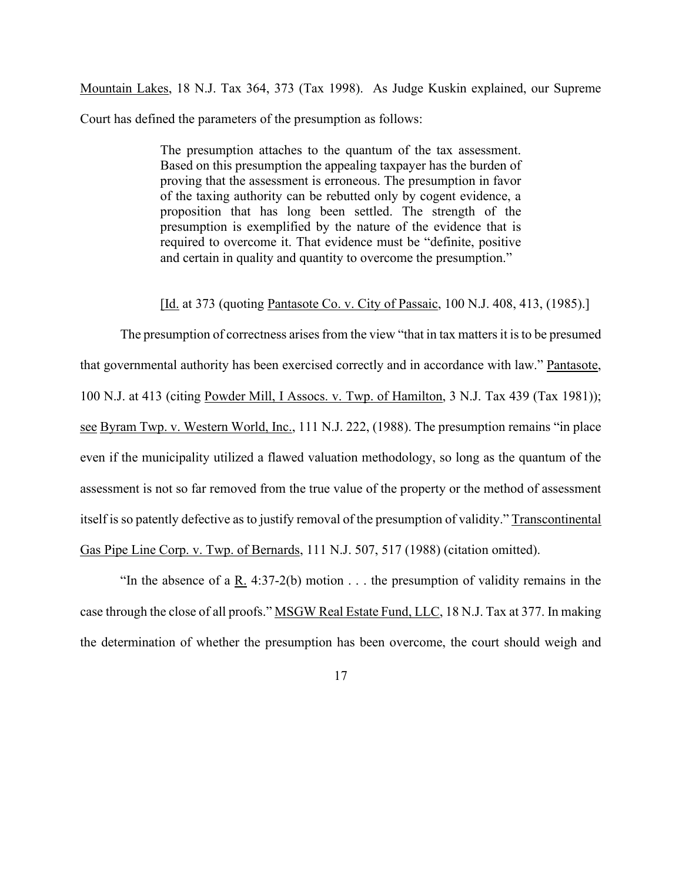Mountain Lakes, 18 N.J. Tax 364, 373 (Tax 1998). As Judge Kuskin explained, our Supreme Court has defined the parameters of the presumption as follows:

> The presumption attaches to the quantum of the tax assessment. Based on this presumption the appealing taxpayer has the burden of proving that the assessment is erroneous. The presumption in favor of the taxing authority can be rebutted only by cogent evidence, a proposition that has long been settled. The strength of the presumption is exemplified by the nature of the evidence that is required to overcome it. That evidence must be "definite, positive and certain in quality and quantity to overcome the presumption."
>
> [Id. at 373 (quoting Pantasote Co. v. City of Passaic, 100 N.J. 408, 413, (1985).]

The presumption of correctness arises from the view "that in tax matters it is to be presumed that governmental authority has been exercised correctly and in accordance with law." Pantasote, 100 N.J. at 413 (citing Powder Mill, I Assocs. v. Twp. of Hamilton, 3 N.J. Tax 439 (Tax 1981)); see Byram Twp. v. Western World, Inc., 111 N.J. 222, (1988). The presumption remains "in place even if the municipality utilized a flawed valuation methodology, so long as the quantum of the assessment is not so far removed from the true value of the property or the method of assessment itself is so patently defective as to justify removal of the presumption of validity." Transcontinental Gas Pipe Line Corp. v. Twp. of Bernards, 111 N.J. 507, 517 (1988) (citation omitted).

"In the absence of a R. 4:37-2(b) motion . . . the presumption of validity remains in the case through the close of all proofs." MSGW Real Estate Fund, LLC, 18 N.J. Tax at 377. In making the determination of whether the presumption has been overcome, the court should weigh and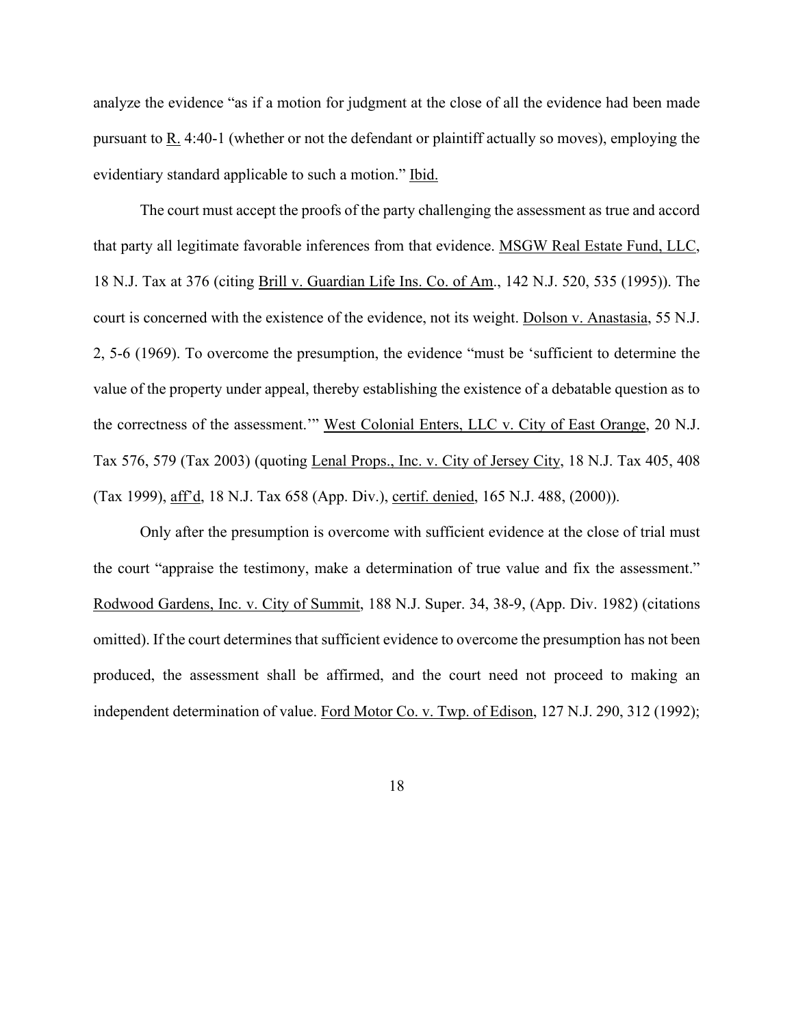analyze the evidence "as if a motion for judgment at the close of all the evidence had been made pursuant to R. 4:40-1 (whether or not the defendant or plaintiff actually so moves), employing the evidentiary standard applicable to such a motion." Ibid.

The court must accept the proofs of the party challenging the assessment as true and accord that party all legitimate favorable inferences from that evidence. MSGW Real Estate Fund, LLC, 18 N.J. Tax at 376 (citing Brill v. Guardian Life Ins. Co. of Am., 142 N.J. 520, 535 (1995)). The court is concerned with the existence of the evidence, not its weight. Dolson v. Anastasia, 55 N.J. 2, 5-6 (1969). To overcome the presumption, the evidence "must be 'sufficient to determine the value of the property under appeal, thereby establishing the existence of a debatable question as to the correctness of the assessment.'" West Colonial Enters, LLC v. City of East Orange, 20 N.J. Tax 576, 579 (Tax 2003) (quoting Lenal Props., Inc. v. City of Jersey City, 18 N.J. Tax 405, 408 (Tax 1999), aff'd, 18 N.J. Tax 658 (App. Div.), certif. denied, 165 N.J. 488, (2000)).

Only after the presumption is overcome with sufficient evidence at the close of trial must the court "appraise the testimony, make a determination of true value and fix the assessment." Rodwood Gardens, Inc. v. City of Summit, 188 N.J. Super. 34, 38-9, (App. Div. 1982) (citations omitted). If the court determines that sufficient evidence to overcome the presumption has not been produced, the assessment shall be affirmed, and the court need not proceed to making an independent determination of value. Ford Motor Co. v. Twp. of Edison, 127 N.J. 290, 312 (1992);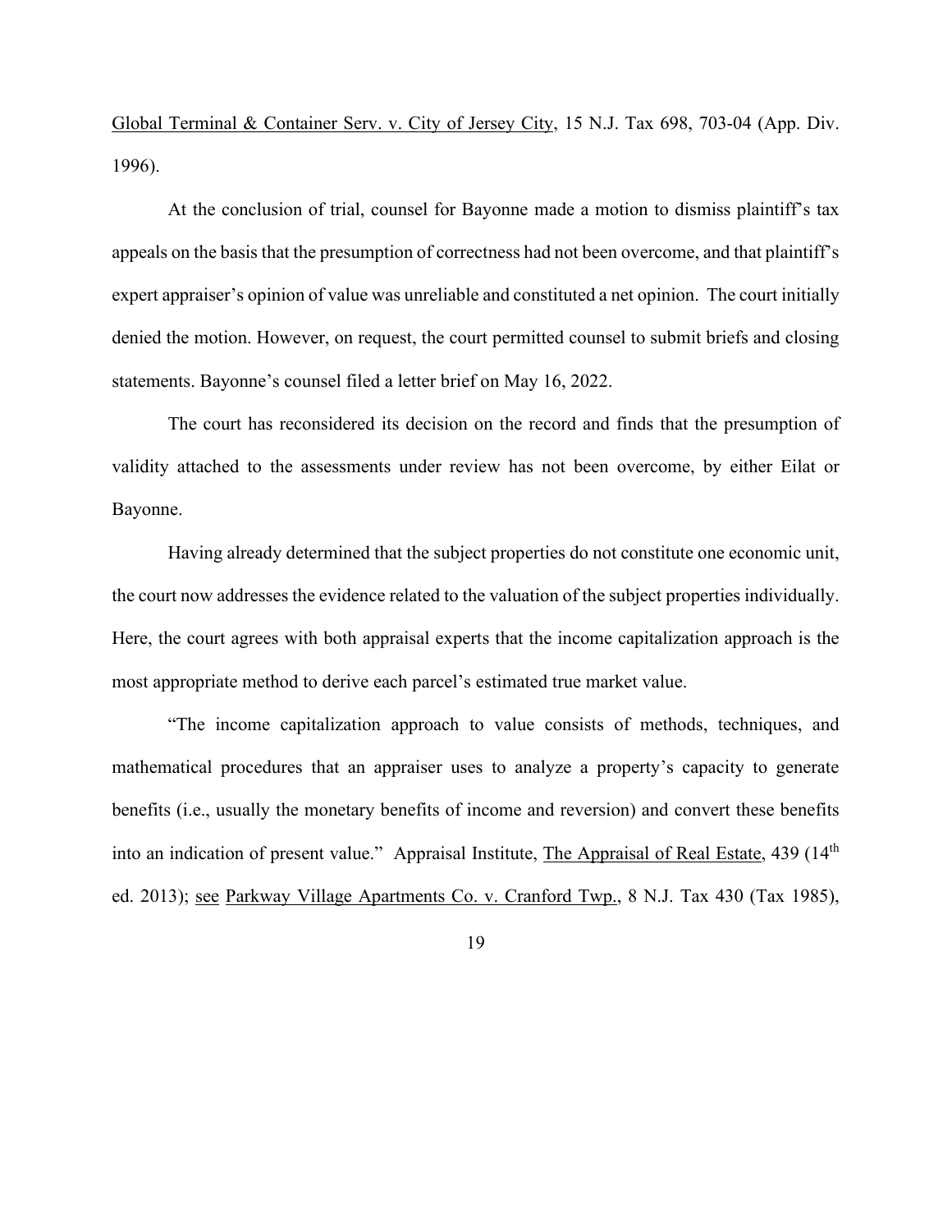Global Terminal & Container Serv. v. City of Jersey City, 15 N.J. Tax 698, 703-04 (App. Div. 1996).

At the conclusion of trial, counsel for Bayonne made a motion to dismiss plaintiff's tax appeals on the basis that the presumption of correctness had not been overcome, and that plaintiff's expert appraiser's opinion of value was unreliable and constituted a net opinion. The court initially denied the motion. However, on request, the court permitted counsel to submit briefs and closing statements. Bayonne's counsel filed a letter brief on May 16, 2022.

The court has reconsidered its decision on the record and finds that the presumption of validity attached to the assessments under review has not been overcome, by either Eilat or Bayonne.

Having already determined that the subject properties do not constitute one economic unit, the court now addresses the evidence related to the valuation of the subject properties individually. Here, the court agrees with both appraisal experts that the income capitalization approach is the most appropriate method to derive each parcel's estimated true market value.

"The income capitalization approach to value consists of methods, techniques, and mathematical procedures that an appraiser uses to analyze a property's capacity to generate benefits (i.e., usually the monetary benefits of income and reversion) and convert these benefits into an indication of present value." Appraisal Institute, The Appraisal of Real Estate, 439 (14th ed. 2013); see Parkway Village Apartments Co. v. Cranford Twp., 8 N.J. Tax 430 (Tax 1985),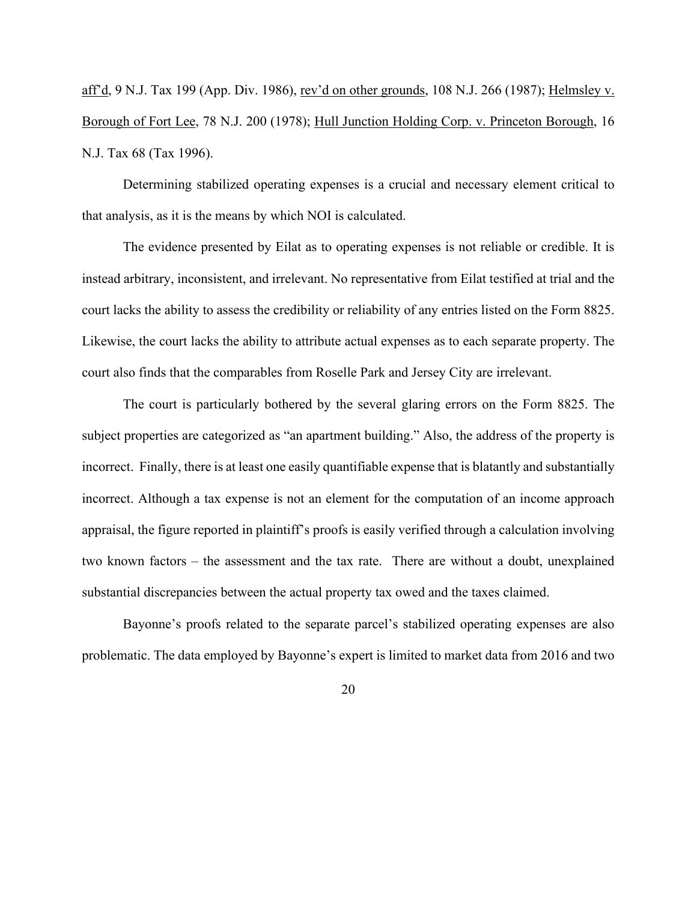aff'd, 9 N.J. Tax 199 (App. Div. 1986), rev'd on other grounds, 108 N.J. 266 (1987); Helmsley v. Borough of Fort Lee, 78 N.J. 200 (1978); Hull Junction Holding Corp. v. Princeton Borough, 16 N.J. Tax 68 (Tax 1996).

Determining stabilized operating expenses is a crucial and necessary element critical to that analysis, as it is the means by which NOI is calculated.

The evidence presented by Eilat as to operating expenses is not reliable or credible. It is instead arbitrary, inconsistent, and irrelevant. No representative from Eilat testified at trial and the court lacks the ability to assess the credibility or reliability of any entries listed on the Form 8825. Likewise, the court lacks the ability to attribute actual expenses as to each separate property. The court also finds that the comparables from Roselle Park and Jersey City are irrelevant.

The court is particularly bothered by the several glaring errors on the Form 8825. The subject properties are categorized as "an apartment building." Also, the address of the property is incorrect. Finally, there is at least one easily quantifiable expense that is blatantly and substantially incorrect. Although a tax expense is not an element for the computation of an income approach appraisal, the figure reported in plaintiff's proofs is easily verified through a calculation involving two known factors – the assessment and the tax rate. There are without a doubt, unexplained substantial discrepancies between the actual property tax owed and the taxes claimed.

Bayonne's proofs related to the separate parcel's stabilized operating expenses are also problematic. The data employed by Bayonne's expert is limited to market data from 2016 and two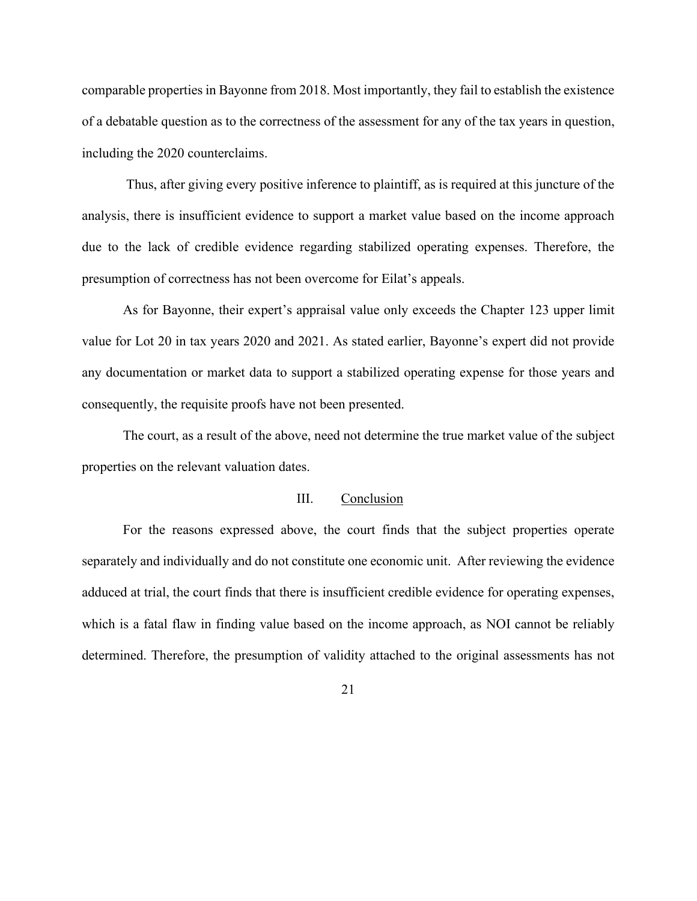comparable properties in Bayonne from 2018. Most importantly, they fail to establish the existence of a debatable question as to the correctness of the assessment for any of the tax years in question, including the 2020 counterclaims.

Thus, after giving every positive inference to plaintiff, as is required at this juncture of the analysis, there is insufficient evidence to support a market value based on the income approach due to the lack of credible evidence regarding stabilized operating expenses. Therefore, the presumption of correctness has not been overcome for Eilat's appeals.

As for Bayonne, their expert's appraisal value only exceeds the Chapter 123 upper limit value for Lot 20 in tax years 2020 and 2021. As stated earlier, Bayonne's expert did not provide any documentation or market data to support a stabilized operating expense for those years and consequently, the requisite proofs have not been presented.

The court, as a result of the above, need not determine the true market value of the subject properties on the relevant valuation dates.

## III. Conclusion

For the reasons expressed above, the court finds that the subject properties operate separately and individually and do not constitute one economic unit. After reviewing the evidence adduced at trial, the court finds that there is insufficient credible evidence for operating expenses, which is a fatal flaw in finding value based on the income approach, as NOI cannot be reliably determined. Therefore, the presumption of validity attached to the original assessments has not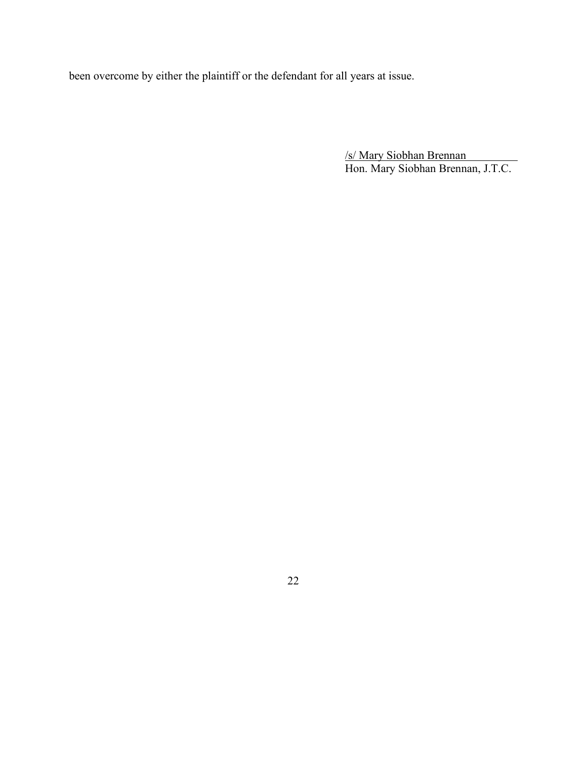been overcome by either the plaintiff or the defendant for all years at issue.

/s/ Mary Siobhan Brennan
Hon. Mary Siobhan Brennan, J.T.C.